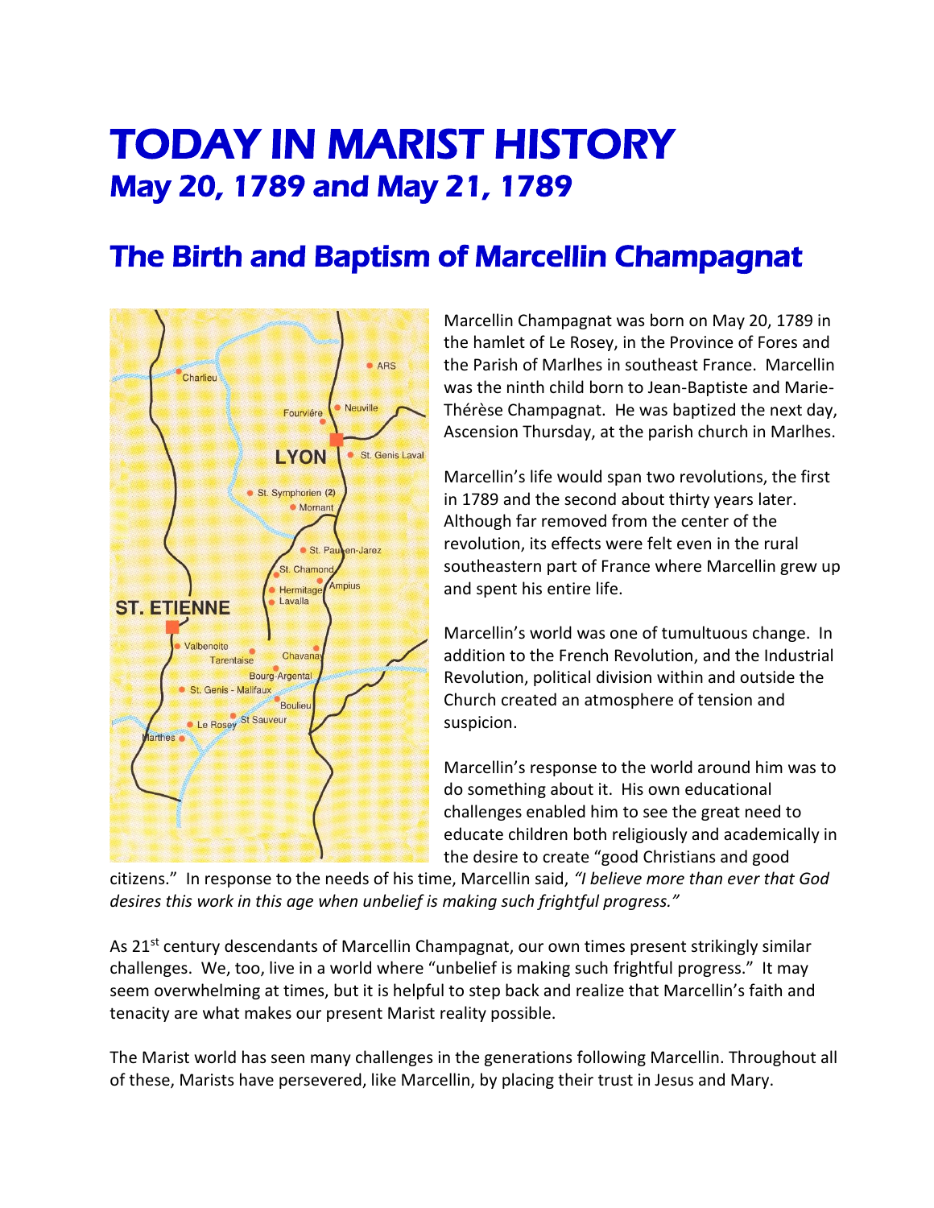# TODAY IN MARIST HISTORY

## May 20, 1789 and May 21, 1789

## The Birth and Baptism of Marcellin Champagnat

Marcellin Champagnat was born on May 20, 1789 in the hamlet of Le Rosey, in the Province of Fores and the Parish of Marlhes in southeast France. Marcellin was the ninth child born to Jean-Baptiste and Marie-Thérèse Champagnat. He was baptized the next day, Ascension Thursday, at the parish church in Marlhes.

Marcellin's life would span two revolutions, the first in 1789 and the second about thirty years later. Although far removed from the center of the revolution, its effects were felt even in the rural southeastern part of France where Marcellin grew up and spent his entire life.

Marcellin's world was one of tumultuous change. In addition to the French Revolution, and the Industrial Revolution, political division within and outside the Church created an atmosphere of tension and suspicion.

Marcellin's response to the world around him was to do something about it. His own educational challenges enabled him to see the great need to educate children both religiously and academically in the desire to create "good Christians and good citizens." In response to the needs of his time, Marcellin said, *"I believe more than ever that God desires this work in this age when unbelief is making such frightful progress."*

As 21st century descendants of Marcellin Champagnat, our own times present strikingly similar challenges. We, too, live in a world where "unbelief is making such frightful progress." It may seem overwhelming at times, but it is helpful to step back and realize that Marcellin's faith and tenacity are what makes our present Marist reality possible.

The Marist world has seen many challenges in the generations following Marcellin. Throughout all of these, Marists have persevered, like Marcellin, by placing their trust in Jesus and Mary.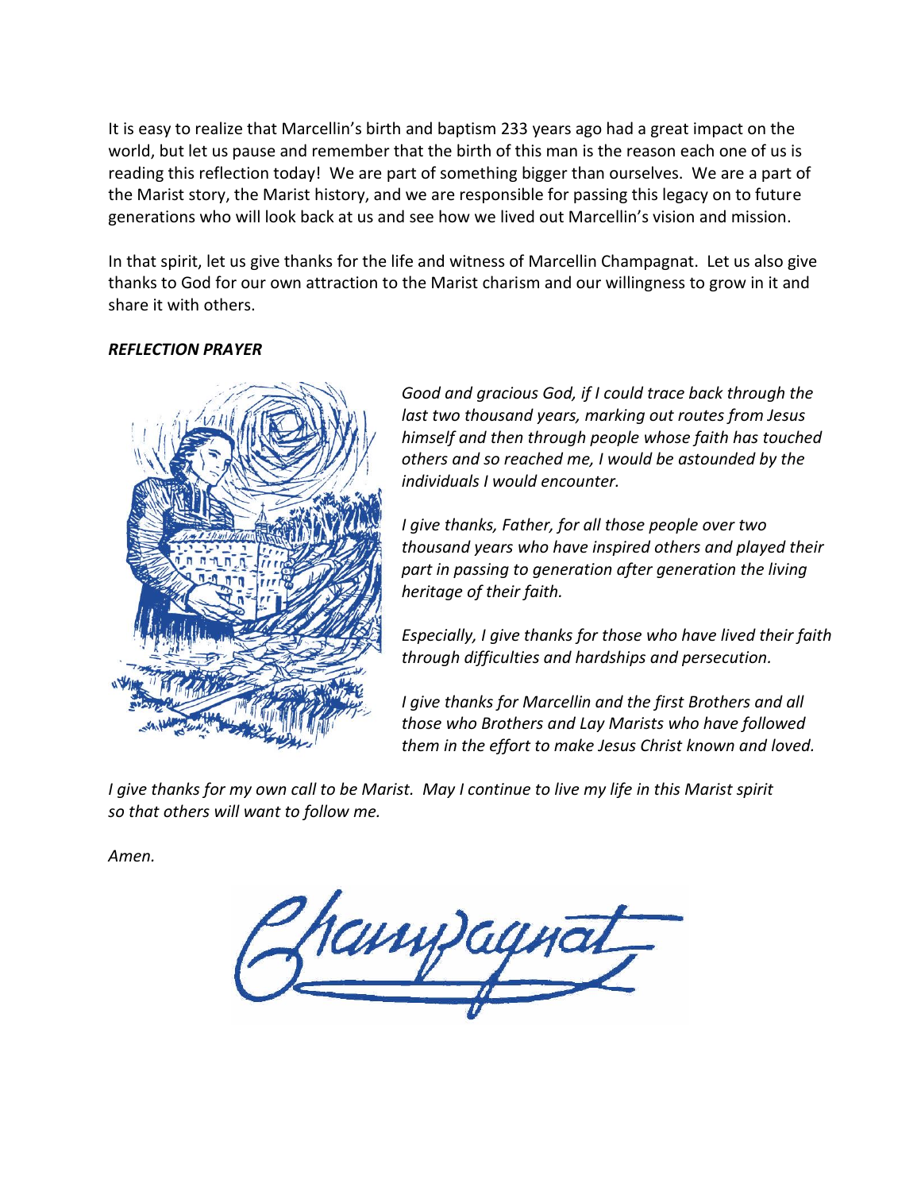It is easy to realize that Marcellin's birth and baptism 233 years ago had a great impact on the world, but let us pause and remember that the birth of this man is the reason each one of us is reading this reflection today! We are part of something bigger than ourselves. We are a part of the Marist story, the Marist history, and we are responsible for passing this legacy on to future generations who will look back at us and see how we lived out Marcellin's vision and mission.

In that spirit, let us give thanks for the life and witness of Marcellin Champagnat. Let us also give thanks to God for our own attraction to the Marist charism and our willingness to grow in it and share it with others.

***REFLECTION PRAYER***

*Good and gracious God, if I could trace back through the last two thousand years, marking out routes from Jesus himself and then through people whose faith has touched others and so reached me, I would be astounded by the individuals I would encounter.*

*I give thanks, Father, for all those people over two thousand years who have inspired others and played their part in passing to generation after generation the living heritage of their faith.*

*Especially, I give thanks for those who have lived their faith through difficulties and hardships and persecution.*

*I give thanks for Marcellin and the first Brothers and all those who Brothers and Lay Marists who have followed them in the effort to make Jesus Christ known and loved.*

*I give thanks for my own call to be Marist. May I continue to live my life in this Marist spirit so that others will want to follow me.*

*Amen.*

Champagnat